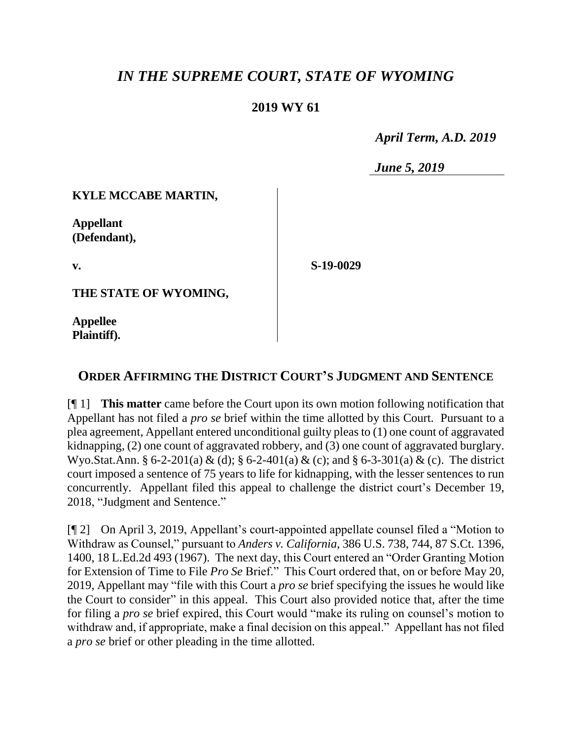# *IN THE SUPREME COURT, STATE OF WYOMING*

## 2019 WY 61

*April Term, A.D. 2019*

*June 5, 2019*

**KYLE MCCABE MARTIN,**

**Appellant (Defendant),**

**v.**

**S-19-0029**

**THE STATE OF WYOMING,**

**Appellee Plaintiff).**

## ORDER AFFIRMING THE DISTRICT COURT'S JUDGMENT AND SENTENCE

[¶ 1] **This matter** came before the Court upon its own motion following notification that Appellant has not filed a *pro se* brief within the time allotted by this Court. Pursuant to a plea agreement, Appellant entered unconditional guilty pleas to (1) one count of aggravated kidnapping, (2) one count of aggravated robbery, and (3) one count of aggravated burglary. Wyo.Stat.Ann. § 6-2-201(a) & (d); § 6-2-401(a) & (c); and § 6-3-301(a) & (c). The district court imposed a sentence of 75 years to life for kidnapping, with the lesser sentences to run concurrently. Appellant filed this appeal to challenge the district court's December 19, 2018, "Judgment and Sentence."

[¶ 2] On April 3, 2019, Appellant's court-appointed appellate counsel filed a "Motion to Withdraw as Counsel," pursuant to *Anders v. California*, 386 U.S. 738, 744, 87 S.Ct. 1396, 1400, 18 L.Ed.2d 493 (1967). The next day, this Court entered an "Order Granting Motion for Extension of Time to File *Pro Se* Brief." This Court ordered that, on or before May 20, 2019, Appellant may "file with this Court a *pro se* brief specifying the issues he would like the Court to consider" in this appeal. This Court also provided notice that, after the time for filing a *pro se* brief expired, this Court would "make its ruling on counsel's motion to withdraw and, if appropriate, make a final decision on this appeal." Appellant has not filed a *pro se* brief or other pleading in the time allotted.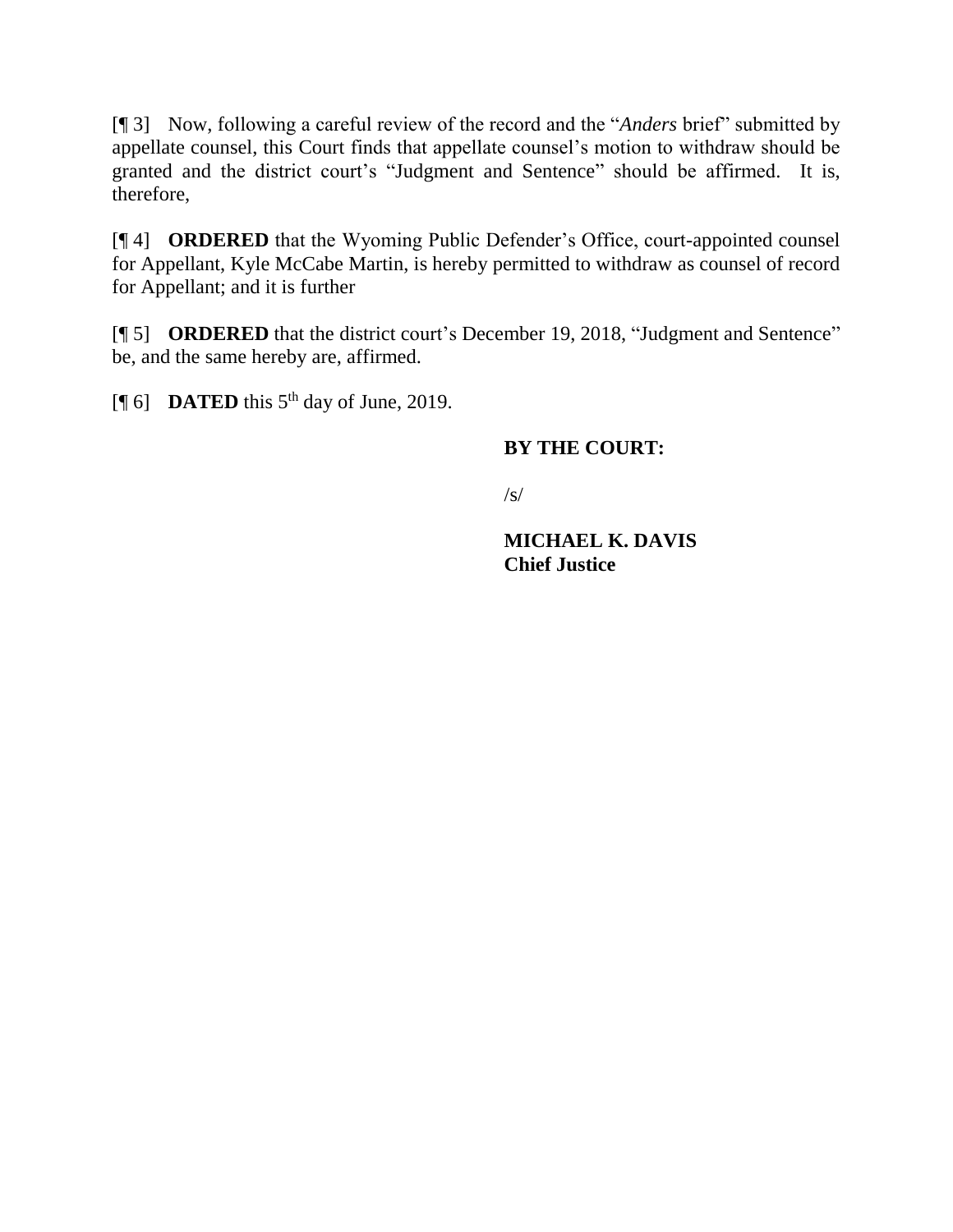[¶ 3] Now, following a careful review of the record and the "*Anders* brief" submitted by appellate counsel, this Court finds that appellate counsel's motion to withdraw should be granted and the district court's "Judgment and Sentence" should be affirmed. It is, therefore,

[¶ 4] **ORDERED** that the Wyoming Public Defender's Office, court-appointed counsel for Appellant, Kyle McCabe Martin, is hereby permitted to withdraw as counsel of record for Appellant; and it is further

[¶ 5] **ORDERED** that the district court's December 19, 2018, "Judgment and Sentence" be, and the same hereby are, affirmed.

[¶ 6] **DATED** this 5th day of June, 2019.

**BY THE COURT:**

/s/

**MICHAEL K. DAVIS**
**Chief Justice**